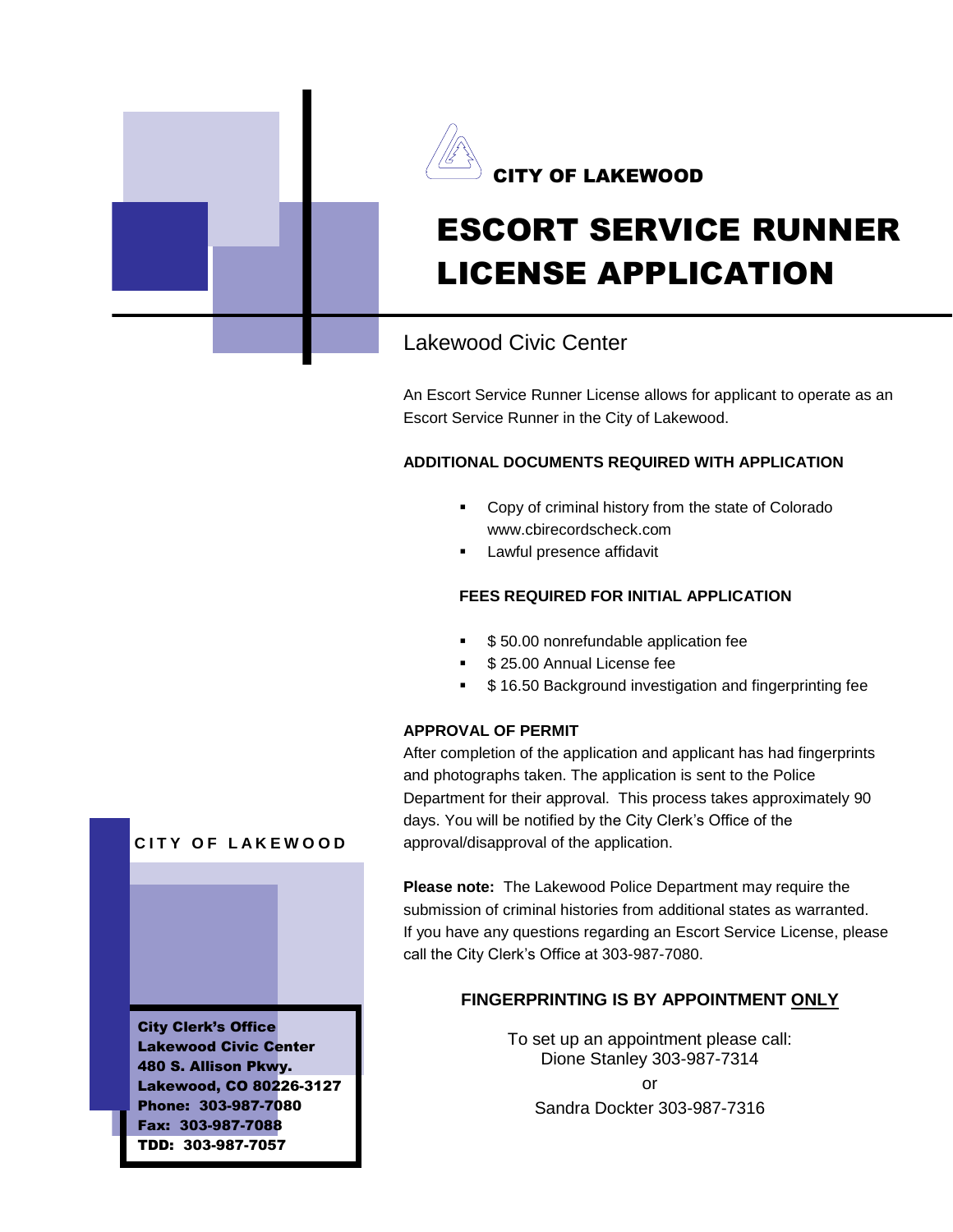CITY OF LAKEWOOD

# ESCORT SERVICE RUNNER LICENSE APPLICATION

## Lakewood Civic Center

An Escort Service Runner License allows for applicant to operate as an Escort Service Runner in the City of Lakewood.

**ADDITIONAL DOCUMENTS REQUIRED WITH APPLICATION**

- Copy of criminal history from the state of Colorado www.cbirecordscheck.com
- Lawful presence affidavit

**FEES REQUIRED FOR INITIAL APPLICATION**

- $ 50.00 nonrefundable application fee
- $ 25.00 Annual License fee
- $ 16.50 Background investigation and fingerprinting fee

**APPROVAL OF PERMIT**

After completion of the application and applicant has had fingerprints and photographs taken. The application is sent to the Police Department for their approval. This process takes approximately 90 days. You will be notified by the City Clerk's Office of the approval/disapproval of the application.

**Please note:** The Lakewood Police Department may require the submission of criminal histories from additional states as warranted. If you have any questions regarding an Escort Service License, please call the City Clerk's Office at 303-987-7080.

**FINGERPRINTING IS BY APPOINTMENT ONLY**

To set up an appointment please call:
Dione Stanley 303-987-7314
or
Sandra Dockter 303-987-7316

**CITY OF LAKEWOOD**

**City Clerk's Office**
**Lakewood Civic Center**
**480 S. Allison Pkwy.**
**Lakewood, CO 80226-3127**
**Phone: 303-987-7080**
**Fax: 303-987-7088**
**TDD: 303-987-7057**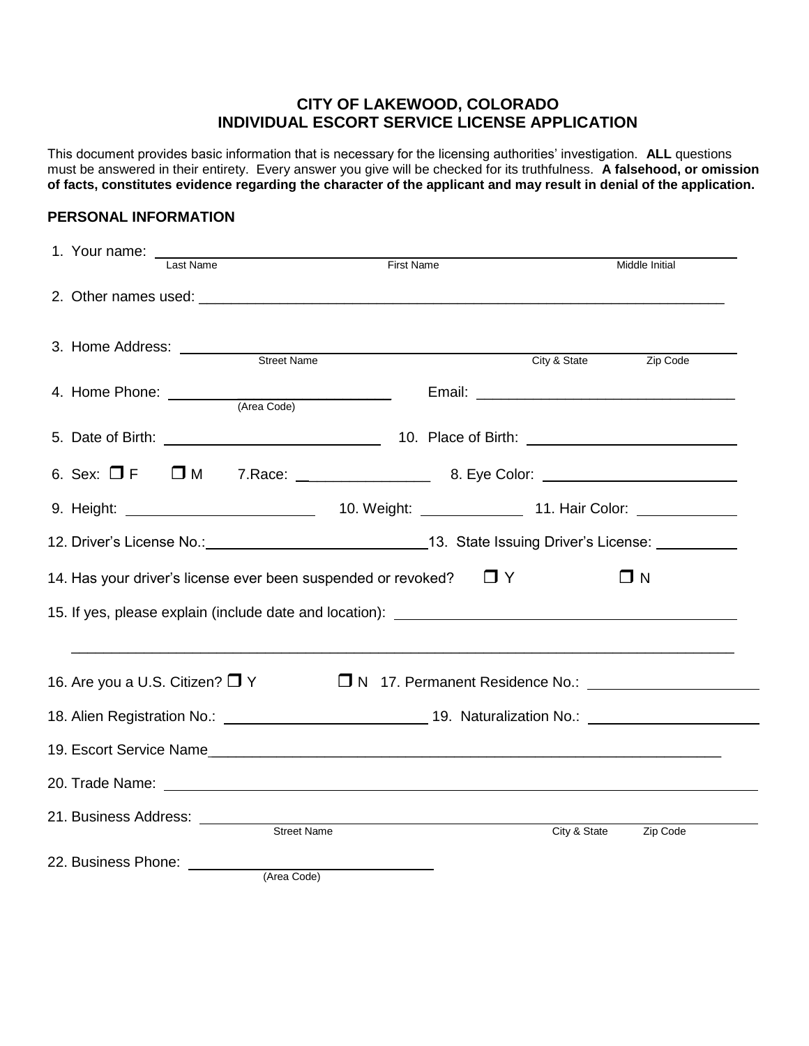# CITY OF LAKEWOOD, COLORADO
# INDIVIDUAL ESCORT SERVICE LICENSE APPLICATION

This document provides basic information that is necessary for the licensing authorities' investigation. **ALL** questions must be answered in their entirety. Every answer you give will be checked for its truthfulness. **A falsehood, or omission of facts, constitutes evidence regarding the character of the applicant and may result in denial of the application.**

## PERSONAL INFORMATION

1. Your name: ______________________________________________________________
   Last Name                First Name                Middle Initial

2. Other names used: ______________________________________________________________

3. Home Address: ______________________________________________________________
   Street Name                City & State                Zip Code

4. Home Phone: ______________________ Email: ______________________________
   (Area Code)

5. Date of Birth: ______________________ 10. Place of Birth: ______________________

6. Sex: ☐ F ☐ M  7.Race: ______________ 8. Eye Color: ______________________

9. Height: ______________________ 10. Weight: ____________ 11. Hair Color: ____________

12. Driver's License No.:______________________ 13. State Issuing Driver's License: __________

14. Has your driver's license ever been suspended or revoked? ☐ Y ☐ N

15. If yes, please explain (include date and location): ______________________________________

______________________________________________________________________________

16. Are you a U.S. Citizen? ☐ Y ☐ N 17. Permanent Residence No.: ______________________

18. Alien Registration No.: ______________________ 19. Naturalization No.: ______________________

19. Escort Service Name______________________________________________________________

20. Trade Name: ______________________________________________________________

21. Business Address: ______________________________________________________________
   Street Name                City & State                Zip Code

22. Business Phone: ______________________
   (Area Code)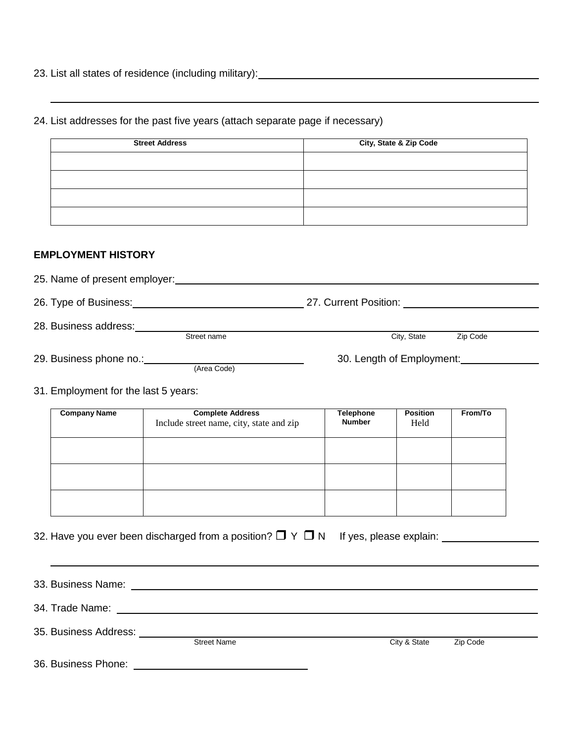23. List all states of residence (including military): ____________________________________________

______________________________________________________________________________

24. List addresses for the past five years (attach separate page if necessary)

| Street Address | City, State & Zip Code |
|---|---|
| | |
| | |
| | |
| | |

**EMPLOYMENT HISTORY**

25. Name of present employer: ____________________________________________

26. Type of Business: ______________________ 27. Current Position: ______________________

28. Business address: ____________________________________________
Street name City, State Zip Code

29. Business phone no.: ______________________ 30. Length of Employment: ______________
(Area Code)

31. Employment for the last 5 years:

| Company Name | Complete Address Include street name, city, state and zip | Telephone Number | Position Held | From/To |
|---|---|---|---|---|
| | | | | |
| | | | | |
| | | | | |

32. Have you ever been discharged from a position? ❒ Y ❒ N If yes, please explain: ______________

______________________________________________________________________________

33. Business Name: ____________________________________________

34. Trade Name: ____________________________________________

35. Business Address: ____________________________________________
Street Name City & State Zip Code

36. Business Phone: ______________________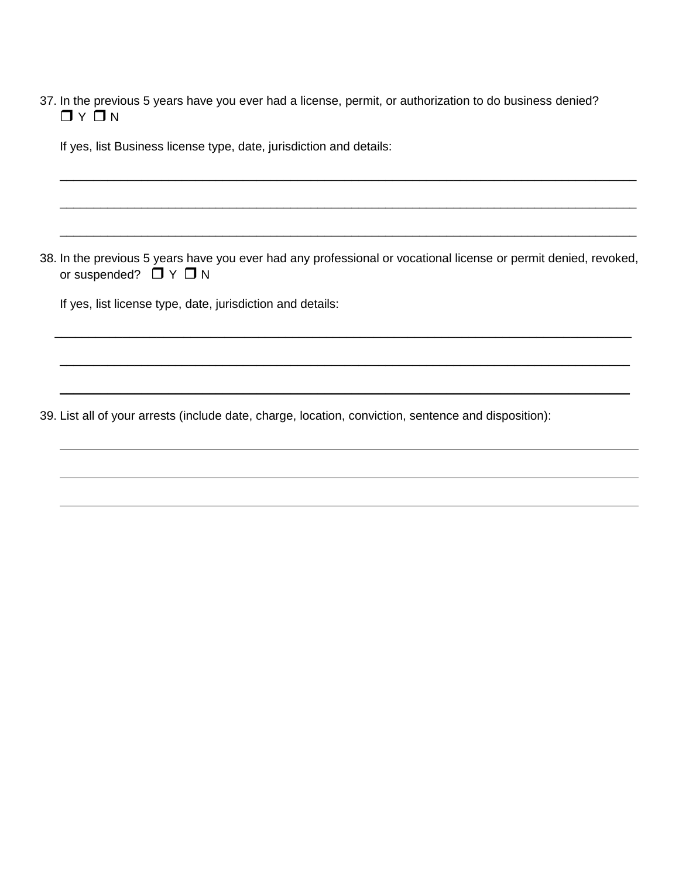37. In the previous 5 years have you ever had a license, permit, or authorization to do business denied?
❒ Y ❒ N

If yes, list Business license type, date, jurisdiction and details:

_______________________________________________________________________________

_______________________________________________________________________________

_______________________________________________________________________________

38. In the previous 5 years have you ever had any professional or vocational license or permit denied, revoked, or suspended? ❒ Y ❒ N

If yes, list license type, date, jurisdiction and details:

_______________________________________________________________________________

_______________________________________________________________________________

_______________________________________________________________________________

39. List all of your arrests (include date, charge, location, conviction, sentence and disposition):

_______________________________________________________________________________

_______________________________________________________________________________

_______________________________________________________________________________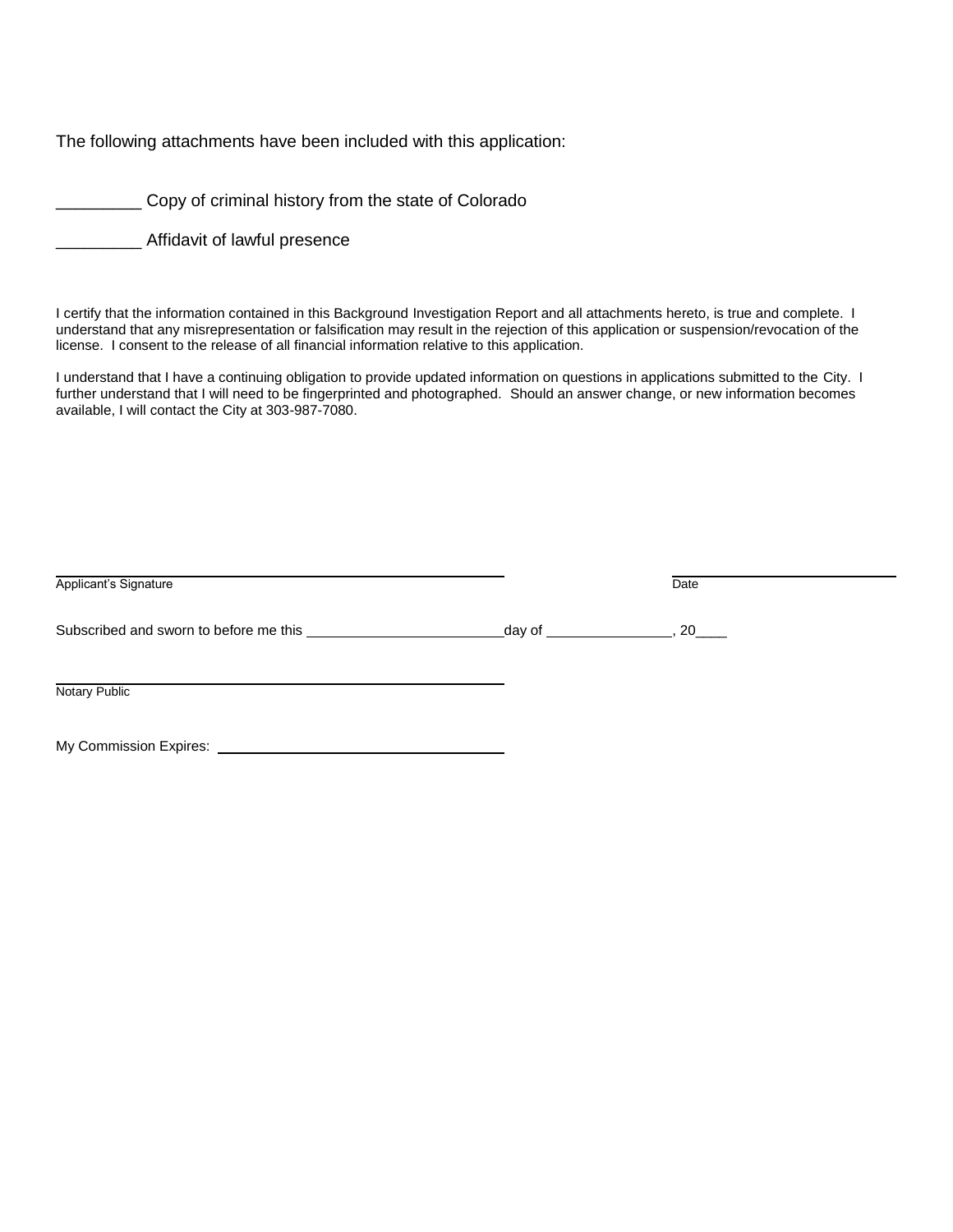The following attachments have been included with this application:

_________ Copy of criminal history from the state of Colorado

_________ Affidavit of lawful presence

I certify that the information contained in this Background Investigation Report and all attachments hereto, is true and complete. I understand that any misrepresentation or falsification may result in the rejection of this application or suspension/revocation of the license. I consent to the release of all financial information relative to this application.

I understand that I have a continuing obligation to provide updated information on questions in applications submitted to the City. I further understand that I will need to be fingerprinted and photographed. Should an answer change, or new information becomes available, I will contact the City at 303-987-7080.

______________________________________________ ______________________

Applicant's Signature Date

Subscribed and sworn to before me this ____________________day of _____________, 20____

______________________________________________

Notary Public

My Commission Expires: ______________________________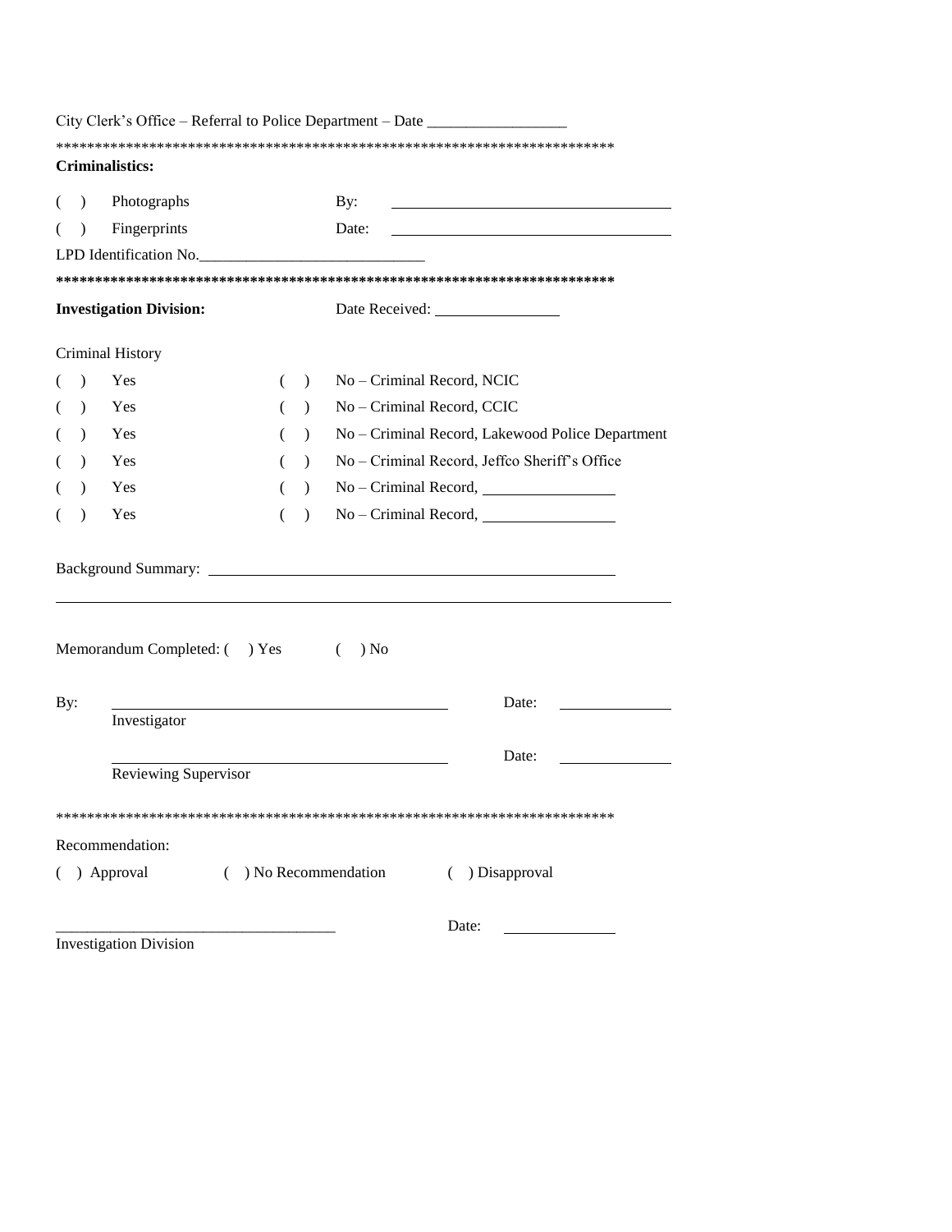City Clerk's Office – Referral to Police Department – Date _________________

\*\*\*\*\*\*\*\*\*\*\*\*\*\*\*\*\*\*\*\*\*\*\*\*\*\*\*\*\*\*\*\*\*\*\*\*\*\*\*\*\*\*\*\*\*\*\*\*\*\*\*\*\*\*\*\*\*\*\*\*\*\*\*\*\*\*\*\*\*\*\*\*\*\*

**Criminalistics:**

( ) Photographs By: ___________________________________

( ) Fingerprints Date: ___________________________________

LPD Identification No.____________________________

**\*\*\*\*\*\*\*\*\*\*\*\*\*\*\*\*\*\*\*\*\*\*\*\*\*\*\*\*\*\*\*\*\*\*\*\*\*\*\*\*\*\*\*\*\*\*\*\*\*\*\*\*\*\*\*\*\*\*\*\*\*\*\*\*\*\*\*\*\*\*\*\*\*\***

**Investigation Division:** Date Received: ________________

Criminal History

( ) Yes ( ) No – Criminal Record, NCIC

( ) Yes ( ) No – Criminal Record, CCIC

( ) Yes ( ) No – Criminal Record, Lakewood Police Department

( ) Yes ( ) No – Criminal Record, Jeffco Sheriff's Office

( ) Yes ( ) No – Criminal Record, _________________

( ) Yes ( ) No – Criminal Record, _________________

Background Summary: ___________________________________________________

___________________________________________________________________________

Memorandum Completed: ( ) Yes ( ) No

By: ___________________________________________ Date: ______________
Investigator

___________________________________________ Date: ______________
Reviewing Supervisor

\*\*\*\*\*\*\*\*\*\*\*\*\*\*\*\*\*\*\*\*\*\*\*\*\*\*\*\*\*\*\*\*\*\*\*\*\*\*\*\*\*\*\*\*\*\*\*\*\*\*\*\*\*\*\*\*\*\*\*\*\*\*\*\*\*\*\*\*\*\*\*\*\*\*

Recommendation:

( ) Approval ( ) No Recommendation ( ) Disapproval

___________________________________ Date: ______________
Investigation Division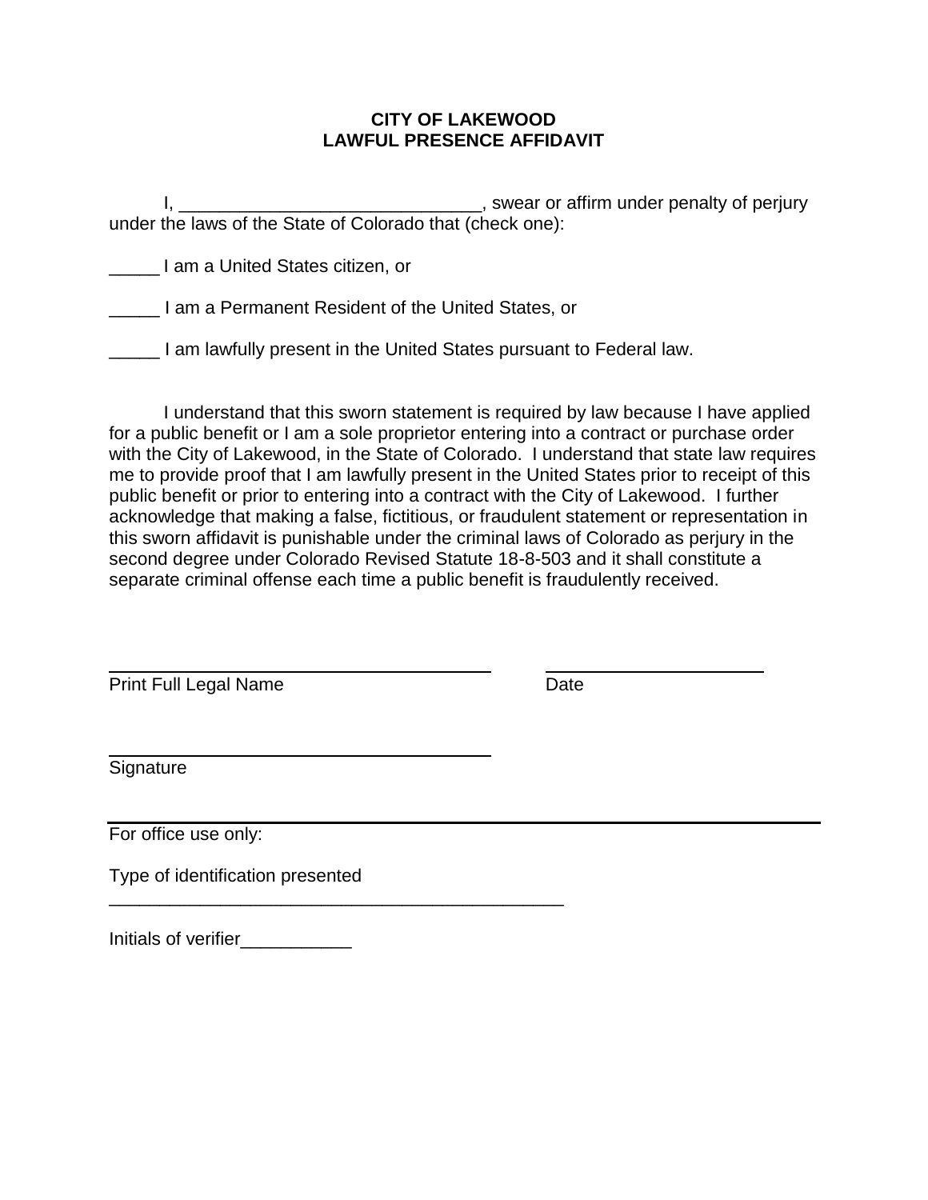**CITY OF LAKEWOOD**
**LAWFUL PRESENCE AFFIDAVIT**

I, _____________________________, swear or affirm under penalty of perjury under the laws of the State of Colorado that (check one):

_____ I am a United States citizen, or

_____ I am a Permanent Resident of the United States, or

_____ I am lawfully present in the United States pursuant to Federal law.

I understand that this sworn statement is required by law because I have applied for a public benefit or I am a sole proprietor entering into a contract or purchase order with the City of Lakewood, in the State of Colorado. I understand that state law requires me to provide proof that I am lawfully present in the United States prior to receipt of this public benefit or prior to entering into a contract with the City of Lakewood. I further acknowledge that making a false, fictitious, or fraudulent statement or representation in this sworn affidavit is punishable under the criminal laws of Colorado as perjury in the second degree under Colorado Revised Statute 18-8-503 and it shall constitute a separate criminal offense each time a public benefit is fraudulently received.

______________________________ ____________________
Print Full Legal Name Date

______________________________
Signature

---

For office use only:

Type of identification presented
____________________________________________

Initials of verifier___________